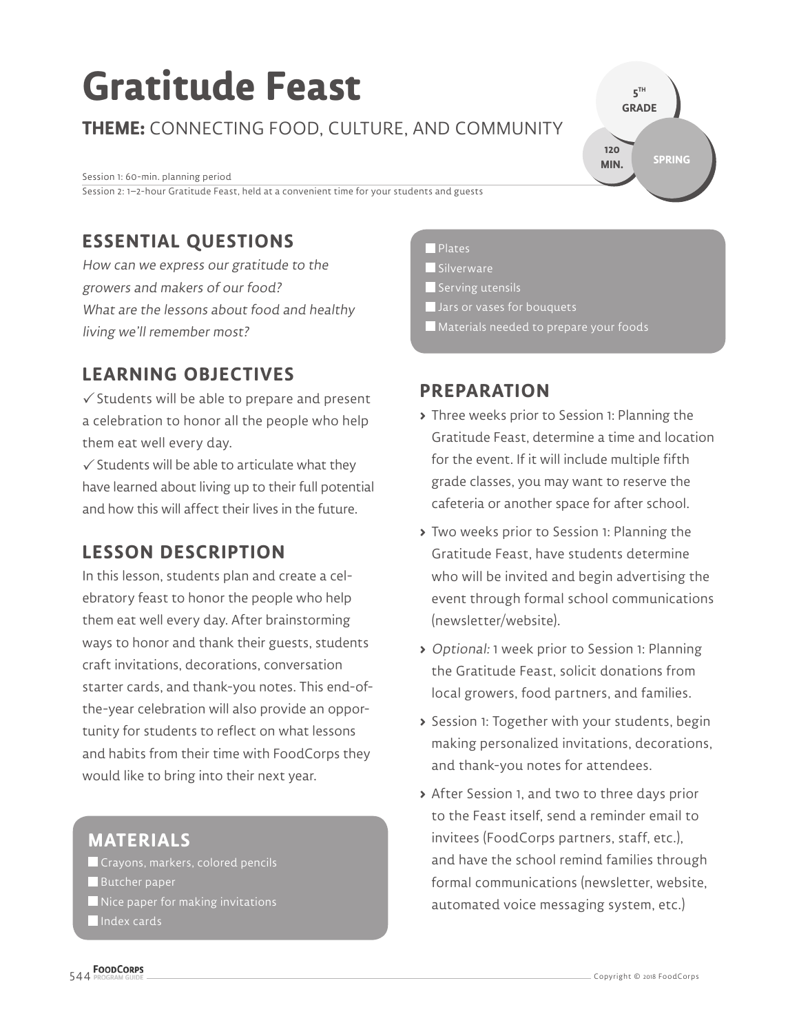# Gratitude Feast

**THEME:** CONNECTING FOOD, CULTURE, AND COMMUNITY

5TH GRADE | 120 MIN. | SPRING

Session 1: 60-min. planning period
Session 2: 1–2-hour Gratitude Feast, held at a convenient time for your students and guests

## ESSENTIAL QUESTIONS

*How can we express our gratitude to the growers and makers of our food?*
*What are the lessons about food and healthy living we'll remember most?*

## LEARNING OBJECTIVES

✓ Students will be able to prepare and present a celebration to honor all the people who help them eat well every day.

✓ Students will be able to articulate what they have learned about living up to their full potential and how this will affect their lives in the future.

## LESSON DESCRIPTION

In this lesson, students plan and create a celebratory feast to honor the people who help them eat well every day. After brainstorming ways to honor and thank their guests, students craft invitations, decorations, conversation starter cards, and thank-you notes. This end-of-the-year celebration will also provide an opportunity for students to reflect on what lessons and habits from their time with FoodCorps they would like to bring into their next year.

## MATERIALS

- Crayons, markers, colored pencils
- Butcher paper
- Nice paper for making invitations
- Index cards
- Plates
- Silverware
- Serving utensils
- Jars or vases for bouquets
- Materials needed to prepare your foods

## PREPARATION

- Three weeks prior to Session 1: Planning the Gratitude Feast, determine a time and location for the event. If it will include multiple fifth grade classes, you may want to reserve the cafeteria or another space for after school.
- Two weeks prior to Session 1: Planning the Gratitude Feast, have students determine who will be invited and begin advertising the event through formal school communications (newsletter/website).
- *Optional:* 1 week prior to Session 1: Planning the Gratitude Feast, solicit donations from local growers, food partners, and families.
- Session 1: Together with your students, begin making personalized invitations, decorations, and thank-you notes for attendees.
- After Session 1, and two to three days prior to the Feast itself, send a reminder email to invitees (FoodCorps partners, staff, etc.), and have the school remind families through formal communications (newsletter, website, automated voice messaging system, etc.)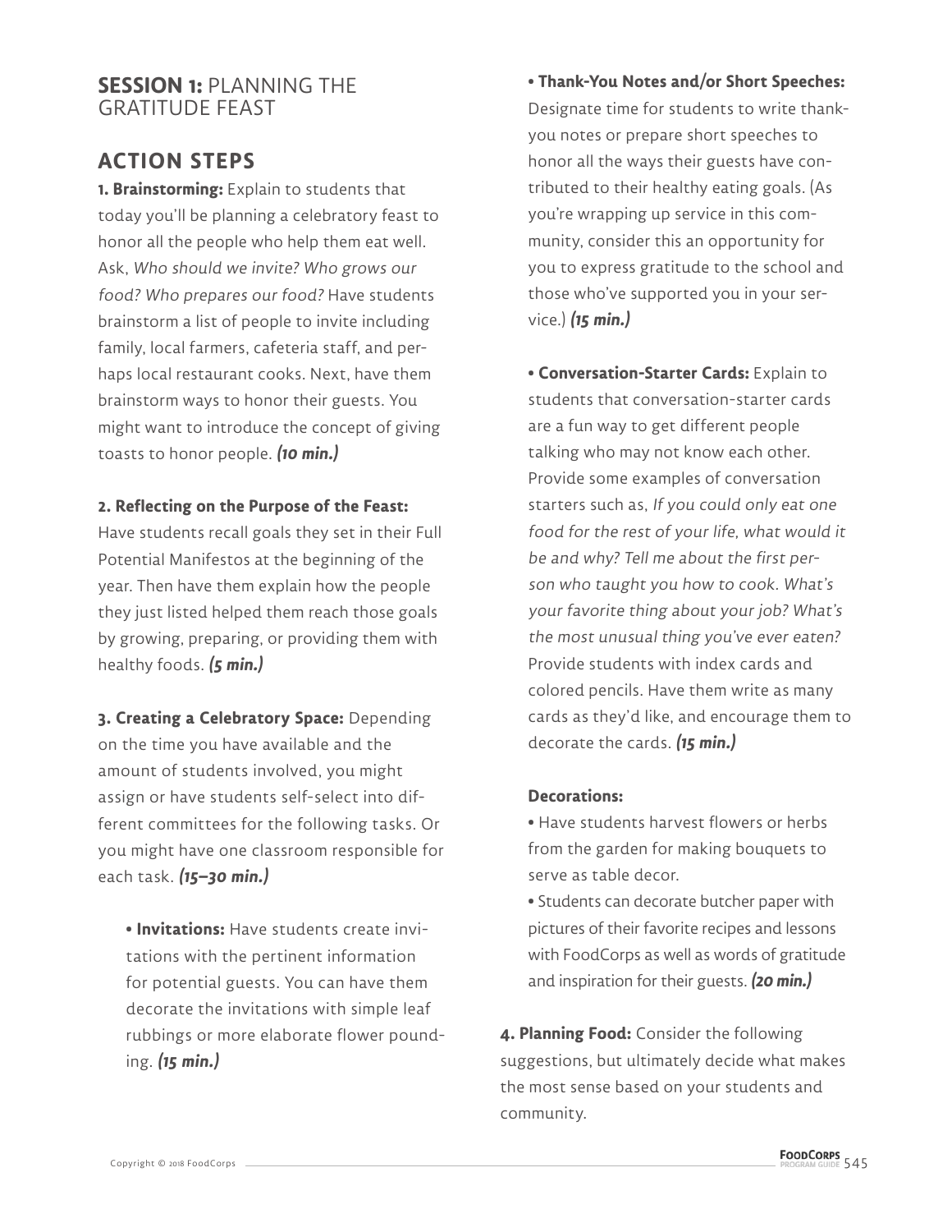## **SESSION 1:** PLANNING THE GRATITUDE FEAST

## ACTION STEPS

**1. Brainstorming:** Explain to students that today you'll be planning a celebratory feast to honor all the people who help them eat well. Ask, *Who should we invite? Who grows our food? Who prepares our food?* Have students brainstorm a list of people to invite including family, local farmers, cafeteria staff, and perhaps local restaurant cooks. Next, have them brainstorm ways to honor their guests. You might want to introduce the concept of giving toasts to honor people. ***(10 min.)***

**2. Reflecting on the Purpose of the Feast:** Have students recall goals they set in their Full Potential Manifestos at the beginning of the year. Then have them explain how the people they just listed helped them reach those goals by growing, preparing, or providing them with healthy foods. ***(5 min.)***

**3. Creating a Celebratory Space:** Depending on the time you have available and the amount of students involved, you might assign or have students self-select into different committees for the following tasks. Or you might have one classroom responsible for each task. ***(15–30 min.)***

- **Invitations:** Have students create invitations with the pertinent information for potential guests. You can have them decorate the invitations with simple leaf rubbings or more elaborate flower pounding. ***(15 min.)***

- **Thank-You Notes and/or Short Speeches:** Designate time for students to write thank-you notes or prepare short speeches to honor all the ways their guests have contributed to their healthy eating goals. (As you're wrapping up service in this community, consider this an opportunity for you to express gratitude to the school and those who've supported you in your service.) ***(15 min.)***

- **Conversation-Starter Cards:** Explain to students that conversation-starter cards are a fun way to get different people talking who may not know each other. Provide some examples of conversation starters such as, *If you could only eat one food for the rest of your life, what would it be and why? Tell me about the first person who taught you how to cook. What's your favorite thing about your job? What's the most unusual thing you've ever eaten?* Provide students with index cards and colored pencils. Have them write as many cards as they'd like, and encourage them to decorate the cards. ***(15 min.)***

**Decorations:**

- Have students harvest flowers or herbs from the garden for making bouquets to serve as table decor.
- Students can decorate butcher paper with pictures of their favorite recipes and lessons with FoodCorps as well as words of gratitude and inspiration for their guests. ***(20 min.)***

**4. Planning Food:** Consider the following suggestions, but ultimately decide what makes the most sense based on your students and community.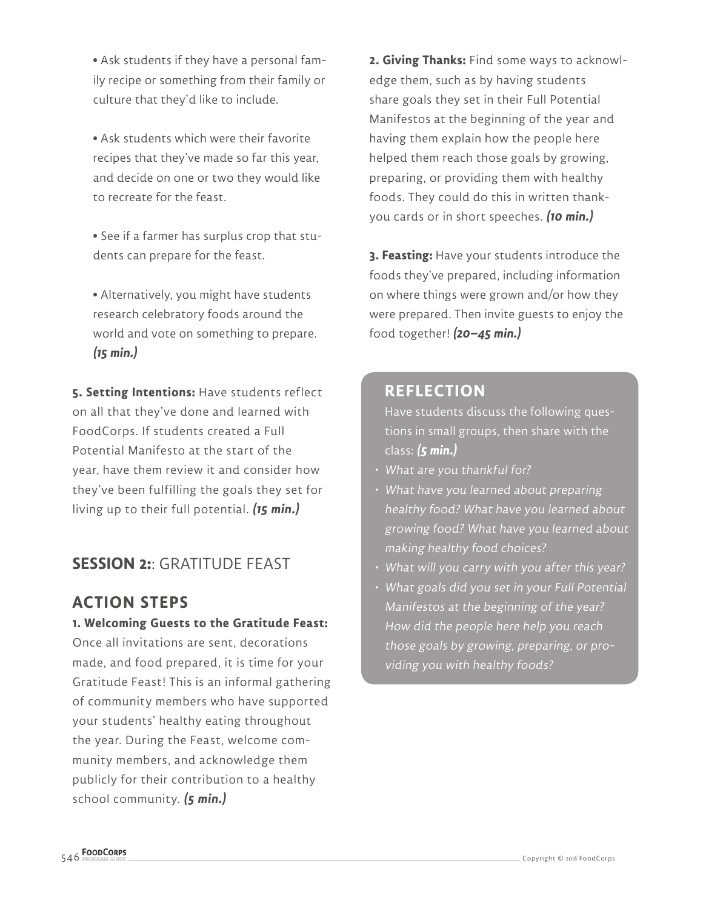- Ask students if they have a personal family recipe or something from their family or culture that they'd like to include.

- Ask students which were their favorite recipes that they've made so far this year, and decide on one or two they would like to recreate for the feast.

- See if a farmer has surplus crop that students can prepare for the feast.

- Alternatively, you might have students research celebratory foods around the world and vote on something to prepare. ***(15 min.)***

**5. Setting Intentions:** Have students reflect on all that they've done and learned with FoodCorps. If students created a Full Potential Manifesto at the start of the year, have them review it and consider how they've been fulfilling the goals they set for living up to their full potential. ***(15 min.)***

## SESSION 2:: GRATITUDE FEAST

## ACTION STEPS

**1. Welcoming Guests to the Gratitude Feast:** Once all invitations are sent, decorations made, and food prepared, it is time for your Gratitude Feast! This is an informal gathering of community members who have supported your students' healthy eating throughout the year. During the Feast, welcome community members, and acknowledge them publicly for their contribution to a healthy school community. ***(5 min.)***

**2. Giving Thanks:** Find some ways to acknowledge them, such as by having students share goals they set in their Full Potential Manifestos at the beginning of the year and having them explain how the people here helped them reach those goals by growing, preparing, or providing them with healthy foods. They could do this in written thank-you cards or in short speeches. ***(10 min.)***

**3. Feasting:** Have your students introduce the foods they've prepared, including information on where things were grown and/or how they were prepared. Then invite guests to enjoy the food together! ***(20–45 min.)***

## REFLECTION

Have students discuss the following questions in small groups, then share with the class: ***(5 min.)***

- *What are you thankful for?*
- *What have you learned about preparing healthy food? What have you learned about growing food? What have you learned about making healthy food choices?*
- *What will you carry with you after this year?*
- *What goals did you set in your Full Potential Manifestos at the beginning of the year? How did the people here help you reach those goals by growing, preparing, or providing you with healthy foods?*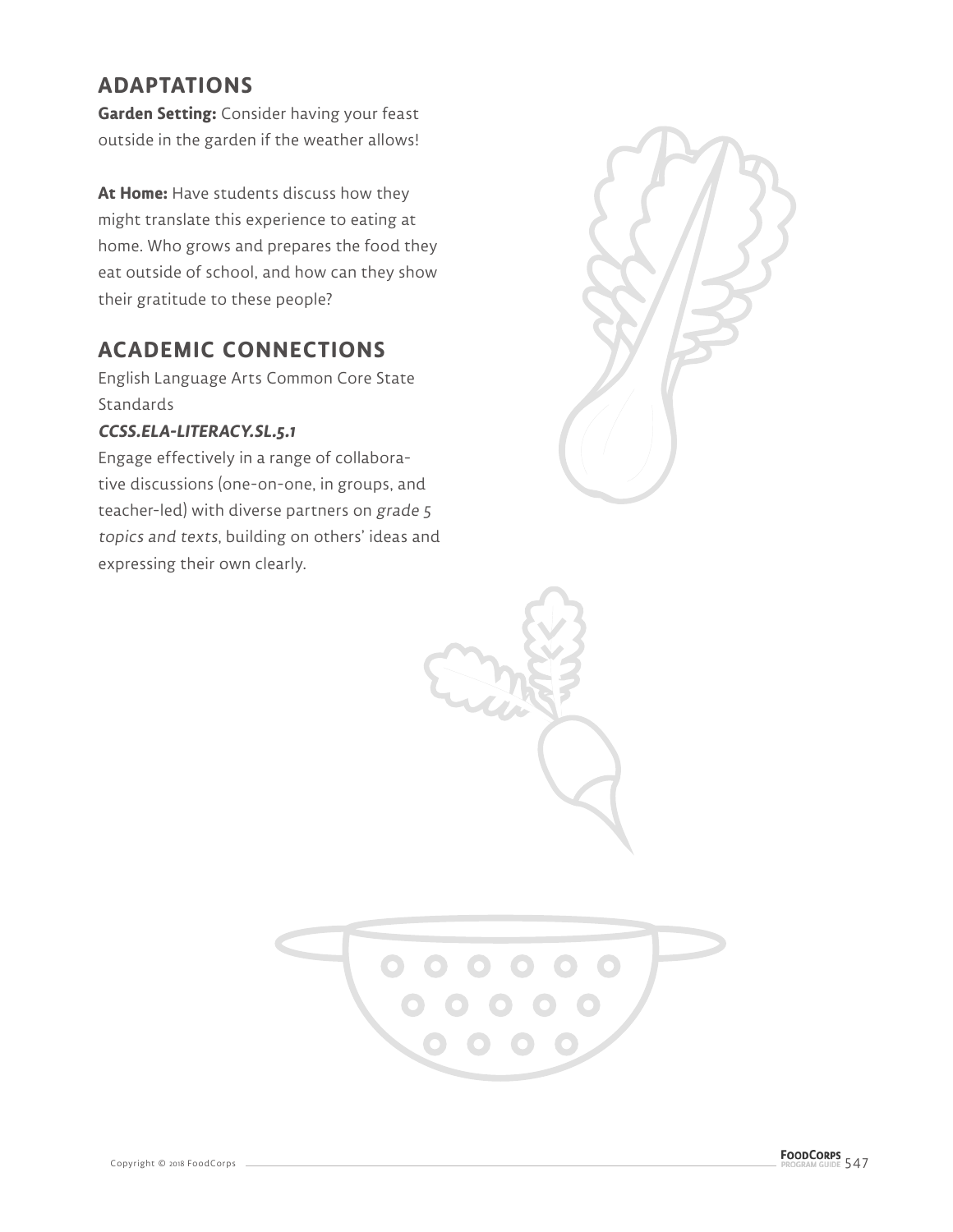## ADAPTATIONS

**Garden Setting:** Consider having your feast outside in the garden if the weather allows!

**At Home:** Have students discuss how they might translate this experience to eating at home. Who grows and prepares the food they eat outside of school, and how can they show their gratitude to these people?

## ACADEMIC CONNECTIONS

English Language Arts Common Core State Standards

***CCSS.ELA-LITERACY.SL.5.1***

Engage effectively in a range of collaborative discussions (one-on-one, in groups, and teacher-led) with diverse partners on *grade 5 topics and texts*, building on others' ideas and expressing their own clearly.